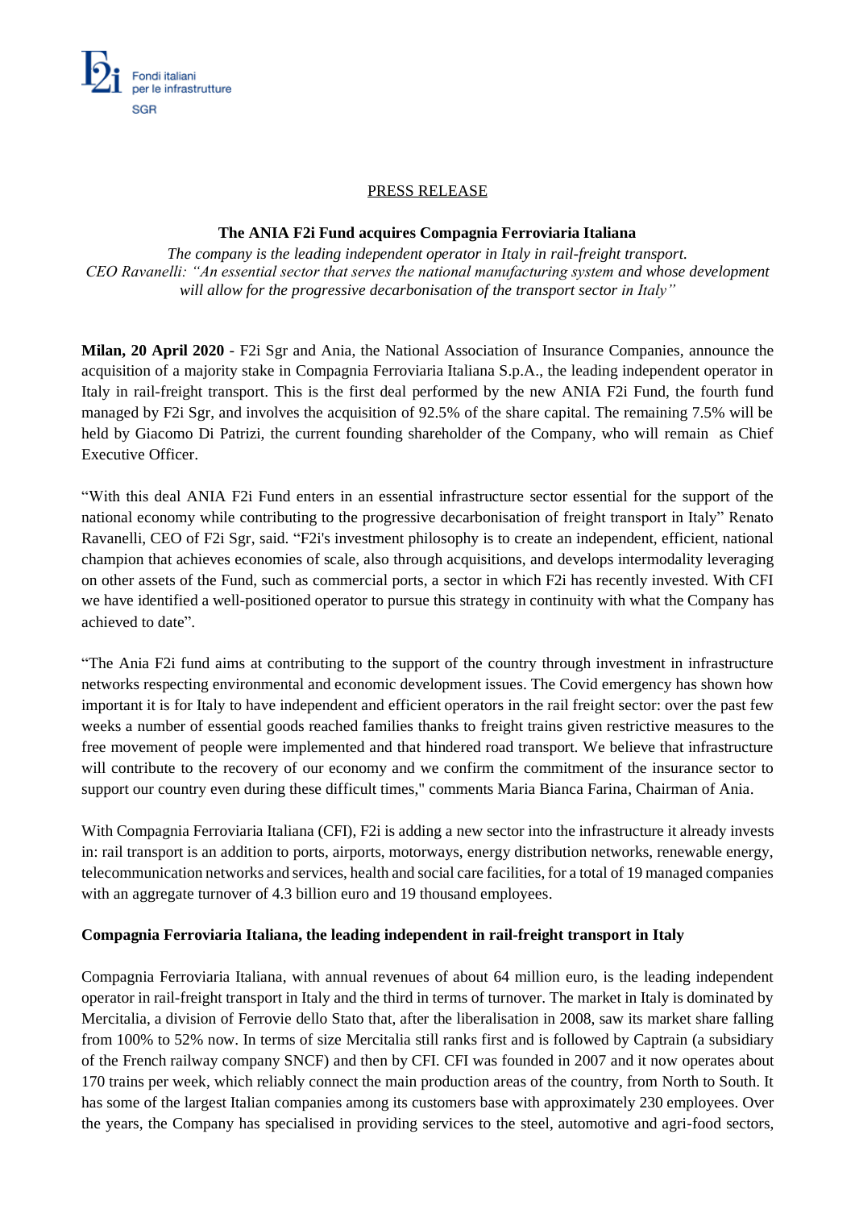PRESS RELEASE

**The ANIA F2i Fund acquires Compagnia Ferroviaria Italiana**

*The company is the leading independent operator in Italy in rail-freight transport.*
*CEO Ravanelli: "An essential sector that serves the national manufacturing system and whose development will allow for the progressive decarbonisation of the transport sector in Italy"*

**Milan, 20 April 2020** - F2i Sgr and Ania, the National Association of Insurance Companies, announce the acquisition of a majority stake in Compagnia Ferroviaria Italiana S.p.A., the leading independent operator in Italy in rail-freight transport. This is the first deal performed by the new ANIA F2i Fund, the fourth fund managed by F2i Sgr, and involves the acquisition of 92.5% of the share capital. The remaining 7.5% will be held by Giacomo Di Patrizi, the current founding shareholder of the Company, who will remain as Chief Executive Officer.

"With this deal ANIA F2i Fund enters in an essential infrastructure sector essential for the support of the national economy while contributing to the progressive decarbonisation of freight transport in Italy" Renato Ravanelli, CEO of F2i Sgr, said. "F2i's investment philosophy is to create an independent, efficient, national champion that achieves economies of scale, also through acquisitions, and develops intermodality leveraging on other assets of the Fund, such as commercial ports, a sector in which F2i has recently invested. With CFI we have identified a well-positioned operator to pursue this strategy in continuity with what the Company has achieved to date".

"The Ania F2i fund aims at contributing to the support of the country through investment in infrastructure networks respecting environmental and economic development issues. The Covid emergency has shown how important it is for Italy to have independent and efficient operators in the rail freight sector: over the past few weeks a number of essential goods reached families thanks to freight trains given restrictive measures to the free movement of people were implemented and that hindered road transport. We believe that infrastructure will contribute to the recovery of our economy and we confirm the commitment of the insurance sector to support our country even during these difficult times," comments Maria Bianca Farina, Chairman of Ania.

With Compagnia Ferroviaria Italiana (CFI), F2i is adding a new sector into the infrastructure it already invests in: rail transport is an addition to ports, airports, motorways, energy distribution networks, renewable energy, telecommunication networks and services, health and social care facilities, for a total of 19 managed companies with an aggregate turnover of 4.3 billion euro and 19 thousand employees.

**Compagnia Ferroviaria Italiana, the leading independent in rail-freight transport in Italy**

Compagnia Ferroviaria Italiana, with annual revenues of about 64 million euro, is the leading independent operator in rail-freight transport in Italy and the third in terms of turnover. The market in Italy is dominated by Mercitalia, a division of Ferrovie dello Stato that, after the liberalisation in 2008, saw its market share falling from 100% to 52% now. In terms of size Mercitalia still ranks first and is followed by Captrain (a subsidiary of the French railway company SNCF) and then by CFI. CFI was founded in 2007 and it now operates about 170 trains per week, which reliably connect the main production areas of the country, from North to South. It has some of the largest Italian companies among its customers base with approximately 230 employees. Over the years, the Company has specialised in providing services to the steel, automotive and agri-food sectors,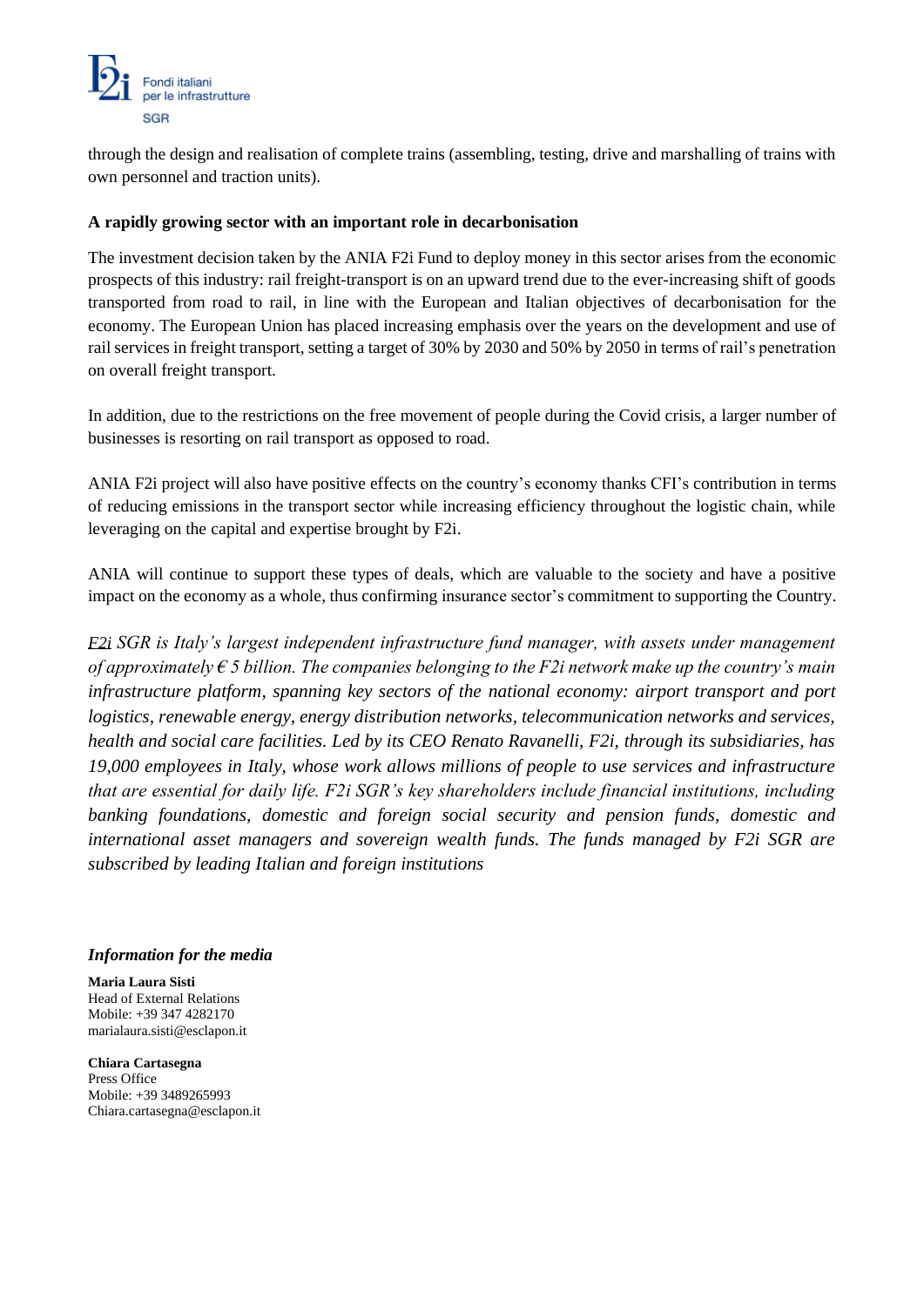through the design and realisation of complete trains (assembling, testing, drive and marshalling of trains with own personnel and traction units).

**A rapidly growing sector with an important role in decarbonisation**

The investment decision taken by the ANIA F2i Fund to deploy money in this sector arises from the economic prospects of this industry: rail freight-transport is on an upward trend due to the ever-increasing shift of goods transported from road to rail, in line with the European and Italian objectives of decarbonisation for the economy. The European Union has placed increasing emphasis over the years on the development and use of rail services in freight transport, setting a target of 30% by 2030 and 50% by 2050 in terms of rail's penetration on overall freight transport.

In addition, due to the restrictions on the free movement of people during the Covid crisis, a larger number of businesses is resorting on rail transport as opposed to road.

ANIA F2i project will also have positive effects on the country's economy thanks CFI's contribution in terms of reducing emissions in the transport sector while increasing efficiency throughout the logistic chain, while leveraging on the capital and expertise brought by F2i.

ANIA will continue to support these types of deals, which are valuable to the society and have a positive impact on the economy as a whole, thus confirming insurance sector's commitment to supporting the Country.

*F2i SGR is Italy's largest independent infrastructure fund manager, with assets under management of approximately € 5 billion. The companies belonging to the F2i network make up the country's main infrastructure platform, spanning key sectors of the national economy: airport transport and port logistics, renewable energy, energy distribution networks, telecommunication networks and services, health and social care facilities. Led by its CEO Renato Ravanelli, F2i, through its subsidiaries, has 19,000 employees in Italy, whose work allows millions of people to use services and infrastructure that are essential for daily life. F2i SGR's key shareholders include financial institutions, including banking foundations, domestic and foreign social security and pension funds, domestic and international asset managers and sovereign wealth funds. The funds managed by F2i SGR are subscribed by leading Italian and foreign institutions*

***Information for the media***

**Maria Laura Sisti**
Head of External Relations
Mobile: +39 347 4282170
marialaura.sisti@esclapon.it

**Chiara Cartasegna**
Press Office
Mobile: +39 3489265993
Chiara.cartasegna@esclapon.it